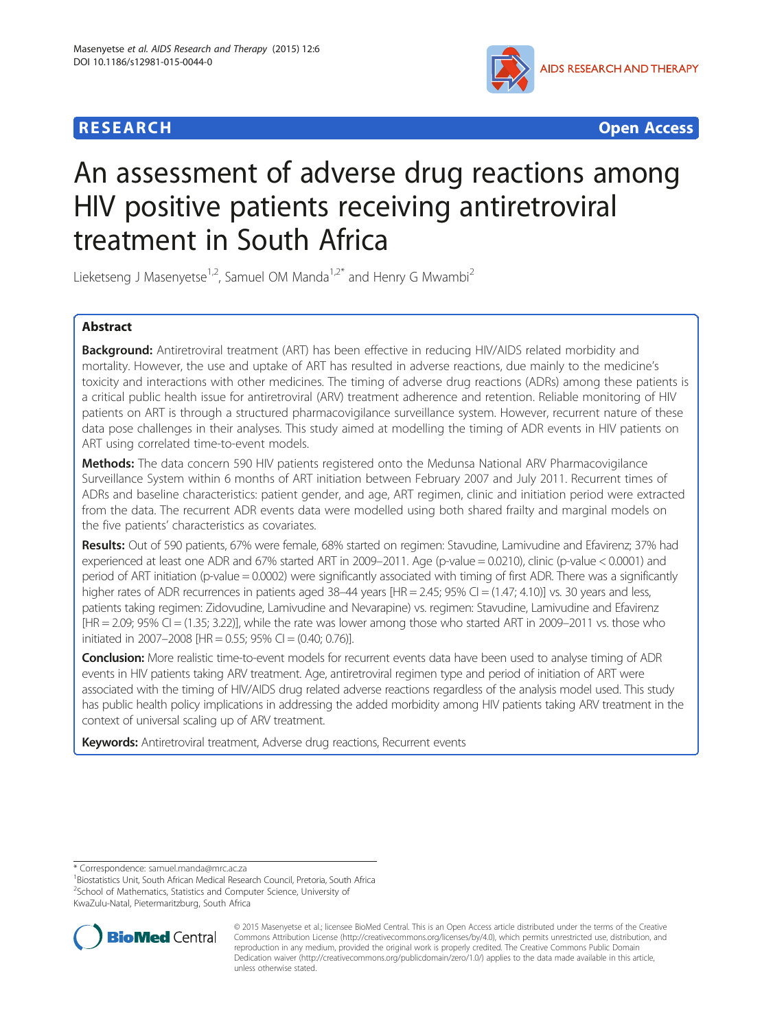# An assessment of adverse drug reactions among HIV positive patients receiving antiretroviral treatment in South Africa

Lieketseng J Masenyetse[1,2], Samuel OM Manda[1,2*] and Henry G Mwambi[2]

## Abstract

**Background:** Antiretroviral treatment (ART) has been effective in reducing HIV/AIDS related morbidity and mortality. However, the use and uptake of ART has resulted in adverse reactions, due mainly to the medicine's toxicity and interactions with other medicines. The timing of adverse drug reactions (ADRs) among these patients is a critical public health issue for antiretroviral (ARV) treatment adherence and retention. Reliable monitoring of HIV patients on ART is through a structured pharmacovigilance surveillance system. However, recurrent nature of these data pose challenges in their analyses. This study aimed at modelling the timing of ADR events in HIV patients on ART using correlated time-to-event models.

**Methods:** The data concern 590 HIV patients registered onto the Medunsa National ARV Pharmacovigilance Surveillance System within 6 months of ART initiation between February 2007 and July 2011. Recurrent times of ADRs and baseline characteristics: patient gender, and age, ART regimen, clinic and initiation period were extracted from the data. The recurrent ADR events data were modelled using both shared frailty and marginal models on the five patients' characteristics as covariates.

**Results:** Out of 590 patients, 67% were female, 68% started on regimen: Stavudine, Lamivudine and Efavirenz; 37% had experienced at least one ADR and 67% started ART in 2009–2011. Age (p-value = 0.0210), clinic (p-value < 0.0001) and period of ART initiation (p-value = 0.0002) were significantly associated with timing of first ADR. There was a significantly higher rates of ADR recurrences in patients aged 38–44 years [HR = 2.45; 95% CI = (1.47; 4.10)] vs. 30 years and less, patients taking regimen: Zidovudine, Lamivudine and Nevarapine) vs. regimen: Stavudine, Lamivudine and Efavirenz [HR = 2.09; 95% CI = (1.35; 3.22)], while the rate was lower among those who started ART in 2009–2011 vs. those who initiated in 2007–2008 [HR = 0.55; 95% CI = (0.40; 0.76)].

**Conclusion:** More realistic time-to-event models for recurrent events data have been used to analyse timing of ADR events in HIV patients taking ARV treatment. Age, antiretroviral regimen type and period of initiation of ART were associated with the timing of HIV/AIDS drug related adverse reactions regardless of the analysis model used. This study has public health policy implications in addressing the added morbidity among HIV patients taking ARV treatment in the context of universal scaling up of ARV treatment.

**Keywords:** Antiretroviral treatment, Adverse drug reactions, Recurrent events

---

\* Correspondence: samuel.manda@mrc.ac.za

[1] Biostatistics Unit, South African Medical Research Council, Pretoria, South Africa

[2] School of Mathematics, Statistics and Computer Science, University of KwaZulu-Natal, Pietermaritzburg, South Africa

© 2015 Masenyetse et al.; licensee BioMed Central. This is an Open Access article distributed under the terms of the Creative Commons Attribution License (http://creativecommons.org/licenses/by/4.0), which permits unrestricted use, distribution, and reproduction in any medium, provided the original work is properly credited. The Creative Commons Public Domain Dedication waiver (http://creativecommons.org/publicdomain/zero/1.0/) applies to the data made available in this article, unless otherwise stated.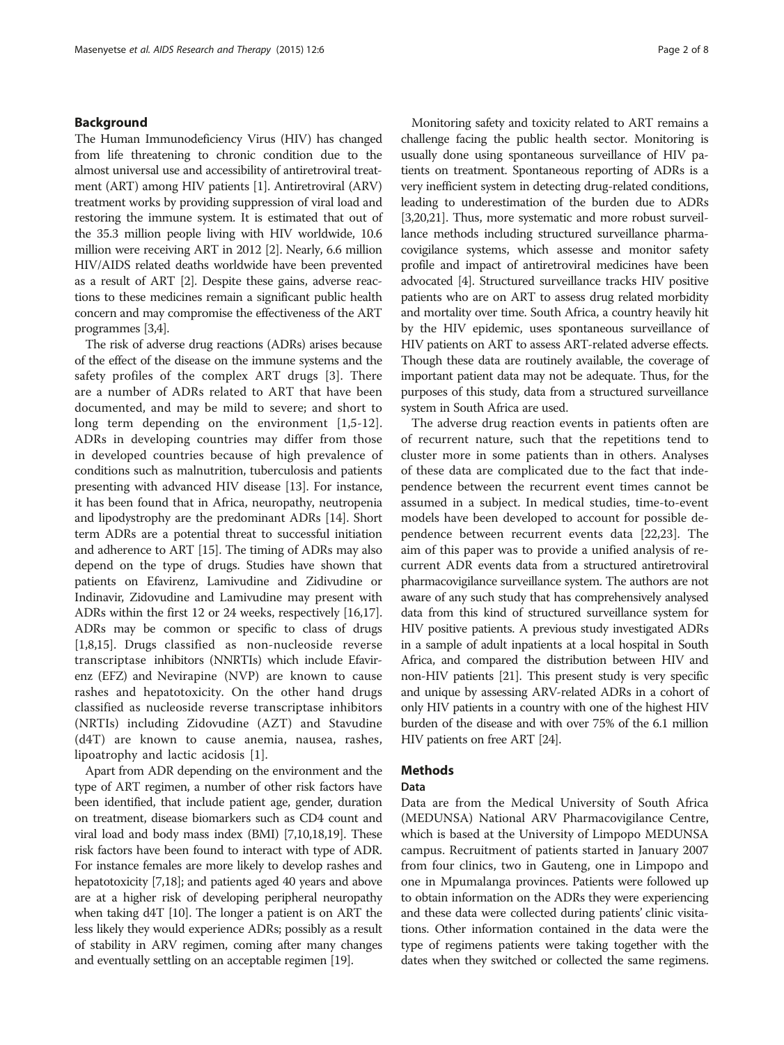## Background

The Human Immunodeficiency Virus (HIV) has changed from life threatening to chronic condition due to the almost universal use and accessibility of antiretroviral treatment (ART) among HIV patients [1]. Antiretroviral (ARV) treatment works by providing suppression of viral load and restoring the immune system. It is estimated that out of the 35.3 million people living with HIV worldwide, 10.6 million were receiving ART in 2012 [2]. Nearly, 6.6 million HIV/AIDS related deaths worldwide have been prevented as a result of ART [2]. Despite these gains, adverse reactions to these medicines remain a significant public health concern and may compromise the effectiveness of the ART programmes [3,4].

The risk of adverse drug reactions (ADRs) arises because of the effect of the disease on the immune systems and the safety profiles of the complex ART drugs [3]. There are a number of ADRs related to ART that have been documented, and may be mild to severe; and short to long term depending on the environment [1,5-12]. ADRs in developing countries may differ from those in developed countries because of high prevalence of conditions such as malnutrition, tuberculosis and patients presenting with advanced HIV disease [13]. For instance, it has been found that in Africa, neuropathy, neutropenia and lipodystrophy are the predominant ADRs [14]. Short term ADRs are a potential threat to successful initiation and adherence to ART [15]. The timing of ADRs may also depend on the type of drugs. Studies have shown that patients on Efavirenz, Lamivudine and Zidivudine or Indinavir, Zidovudine and Lamivudine may present with ADRs within the first 12 or 24 weeks, respectively [16,17]. ADRs may be common or specific to class of drugs [1,8,15]. Drugs classified as non-nucleoside reverse transcriptase inhibitors (NNRTIs) which include Efavirenz (EFZ) and Nevirapine (NVP) are known to cause rashes and hepatotoxicity. On the other hand drugs classified as nucleoside reverse transcriptase inhibitors (NRTIs) including Zidovudine (AZT) and Stavudine (d4T) are known to cause anemia, nausea, rashes, lipoatrophy and lactic acidosis [1].

Apart from ADR depending on the environment and the type of ART regimen, a number of other risk factors have been identified, that include patient age, gender, duration on treatment, disease biomarkers such as CD4 count and viral load and body mass index (BMI) [7,10,18,19]. These risk factors have been found to interact with type of ADR. For instance females are more likely to develop rashes and hepatotoxicity [7,18]; and patients aged 40 years and above are at a higher risk of developing peripheral neuropathy when taking d4T [10]. The longer a patient is on ART the less likely they would experience ADRs; possibly as a result of stability in ARV regimen, coming after many changes and eventually settling on an acceptable regimen [19].

Monitoring safety and toxicity related to ART remains a challenge facing the public health sector. Monitoring is usually done using spontaneous surveillance of HIV patients on treatment. Spontaneous reporting of ADRs is a very inefficient system in detecting drug-related conditions, leading to underestimation of the burden due to ADRs [3,20,21]. Thus, more systematic and more robust surveillance methods including structured surveillance pharmacovigilance systems, which assesse and monitor safety profile and impact of antiretroviral medicines have been advocated [4]. Structured surveillance tracks HIV positive patients who are on ART to assess drug related morbidity and mortality over time. South Africa, a country heavily hit by the HIV epidemic, uses spontaneous surveillance of HIV patients on ART to assess ART-related adverse effects. Though these data are routinely available, the coverage of important patient data may not be adequate. Thus, for the purposes of this study, data from a structured surveillance system in South Africa are used.

The adverse drug reaction events in patients often are of recurrent nature, such that the repetitions tend to cluster more in some patients than in others. Analyses of these data are complicated due to the fact that independence between the recurrent event times cannot be assumed in a subject. In medical studies, time-to-event models have been developed to account for possible dependence between recurrent events data [22,23]. The aim of this paper was to provide a unified analysis of recurrent ADR events data from a structured antiretroviral pharmacovigilance surveillance system. The authors are not aware of any such study that has comprehensively analysed data from this kind of structured surveillance system for HIV positive patients. A previous study investigated ADRs in a sample of adult inpatients at a local hospital in South Africa, and compared the distribution between HIV and non-HIV patients [21]. This present study is very specific and unique by assessing ARV-related ADRs in a cohort of only HIV patients in a country with one of the highest HIV burden of the disease and with over 75% of the 6.1 million HIV patients on free ART [24].

## Methods

### Data

Data are from the Medical University of South Africa (MEDUNSA) National ARV Pharmacovigilance Centre, which is based at the University of Limpopo MEDUNSA campus. Recruitment of patients started in January 2007 from four clinics, two in Gauteng, one in Limpopo and one in Mpumalanga provinces. Patients were followed up to obtain information on the ADRs they were experiencing and these data were collected during patients' clinic visitations. Other information contained in the data were the type of regimens patients were taking together with the dates when they switched or collected the same regimens.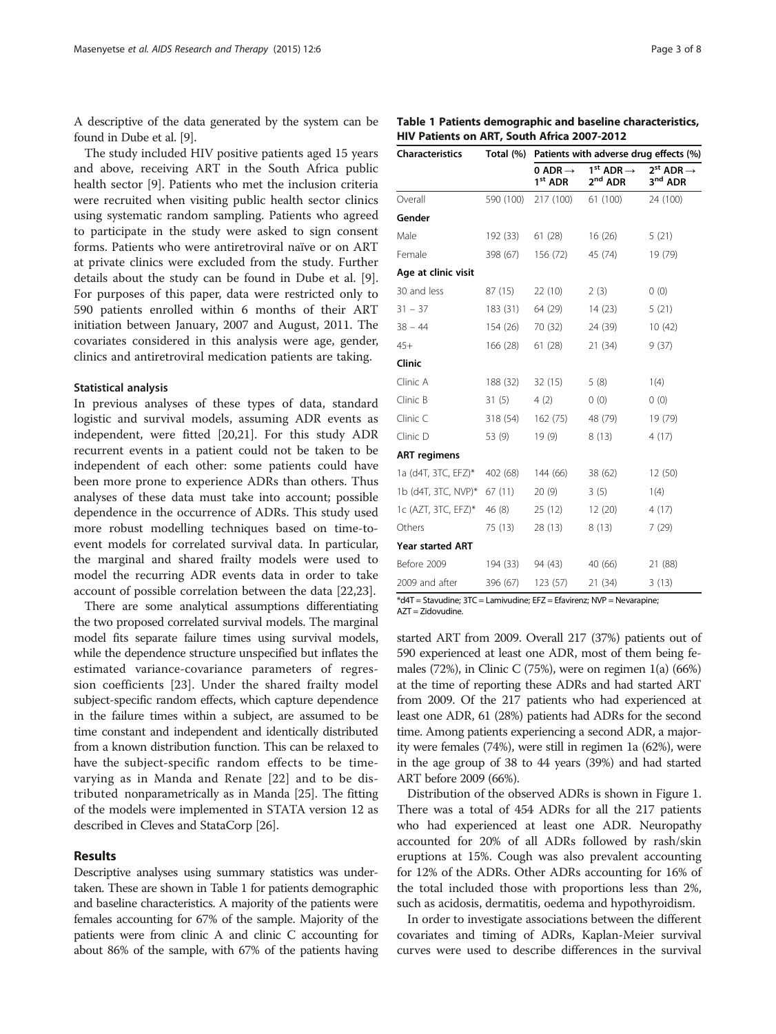A descriptive of the data generated by the system can be found in Dube et al. [9].

The study included HIV positive patients aged 15 years and above, receiving ART in the South Africa public health sector [9]. Patients who met the inclusion criteria were recruited when visiting public health sector clinics using systematic random sampling. Patients who agreed to participate in the study were asked to sign consent forms. Patients who were antiretroviral naïve or on ART at private clinics were excluded from the study. Further details about the study can be found in Dube et al. [9]. For purposes of this paper, data were restricted only to 590 patients enrolled within 6 months of their ART initiation between January, 2007 and August, 2011. The covariates considered in this analysis were age, gender, clinics and antiretroviral medication patients are taking.

### Statistical analysis

In previous analyses of these types of data, standard logistic and survival models, assuming ADR events as independent, were fitted [20,21]. For this study ADR recurrent events in a patient could not be taken to be independent of each other: some patients could have been more prone to experience ADRs than others. Thus analyses of these data must take into account; possible dependence in the occurrence of ADRs. This study used more robust modelling techniques based on time-to-event models for correlated survival data. In particular, the marginal and shared frailty models were used to model the recurring ADR events data in order to take account of possible correlation between the data [22,23].

There are some analytical assumptions differentiating the two proposed correlated survival models. The marginal model fits separate failure times using survival models, while the dependence structure unspecified but inflates the estimated variance-covariance parameters of regression coefficients [23]. Under the shared frailty model subject-specific random effects, which capture dependence in the failure times within a subject, are assumed to be time constant and independent and identically distributed from a known distribution function. This can be relaxed to have the subject-specific random effects to be time-varying as in Manda and Renate [22] and to be distributed nonparametrically as in Manda [25]. The fitting of the models were implemented in STATA version 12 as described in Cleves and StataCorp [26].

## Results

Descriptive analyses using summary statistics was undertaken. These are shown in Table 1 for patients demographic and baseline characteristics. A majority of the patients were females accounting for 67% of the sample. Majority of the patients were from clinic A and clinic C accounting for about 86% of the sample, with 67% of the patients having started ART from 2009. Overall 217 (37%) patients out of 590 experienced at least one ADR, most of them being females (72%), in Clinic C (75%), were on regimen 1(a) (66%) at the time of reporting these ADRs and had started ART from 2009. Of the 217 patients who had experienced at least one ADR, 61 (28%) patients had ADRs for the second time. Among patients experiencing a second ADR, a majority were females (74%), were still in regimen 1a (62%), were in the age group of 38 to 44 years (39%) and had started ART before 2009 (66%).

Distribution of the observed ADRs is shown in Figure 1. There was a total of 454 ADRs for all the 217 patients who had experienced at least one ADR. Neuropathy accounted for 20% of all ADRs followed by rash/skin eruptions at 15%. Cough was also prevalent accounting for 12% of the ADRs. Other ADRs accounting for 16% of the total included those with proportions less than 2%, such as acidosis, dermatitis, oedema and hypothyroidism.

In order to investigate associations between the different covariates and timing of ADRs, Kaplan-Meier survival curves were used to describe differences in the survival

**Table 1 Patients demographic and baseline characteristics, HIV Patients on ART, South Africa 2007-2012**

| Characteristics | Total (%) | Patients with adverse drug effects (%) | | |
|---|---|---|---|---|
| | | 0 ADR → 1st ADR | 1st ADR → 2nd ADR | 2st ADR → 3rd ADR |
| Overall | 590 (100) | 217 (100) | 61 (100) | 24 (100) |
| **Gender** | | | | |
| Male | 192 (33) | 61 (28) | 16 (26) | 5 (21) |
| Female | 398 (67) | 156 (72) | 45 (74) | 19 (79) |
| **Age at clinic visit** | | | | |
| 30 and less | 87 (15) | 22 (10) | 2 (3) | 0 (0) |
| 31 – 37 | 183 (31) | 64 (29) | 14 (23) | 5 (21) |
| 38 – 44 | 154 (26) | 70 (32) | 24 (39) | 10 (42) |
| 45+ | 166 (28) | 61 (28) | 21 (34) | 9 (37) |
| **Clinic** | | | | |
| Clinic A | 188 (32) | 32 (15) | 5 (8) | 1(4) |
| Clinic B | 31 (5) | 4 (2) | 0 (0) | 0 (0) |
| Clinic C | 318 (54) | 162 (75) | 48 (79) | 19 (79) |
| Clinic D | 53 (9) | 19 (9) | 8 (13) | 4 (17) |
| **ART regimens** | | | | |
| 1a (d4T, 3TC, EFZ)* | 402 (68) | 144 (66) | 38 (62) | 12 (50) |
| 1b (d4T, 3TC, NVP)* | 67 (11) | 20 (9) | 3 (5) | 1(4) |
| 1c (AZT, 3TC, EFZ)* | 46 (8) | 25 (12) | 12 (20) | 4 (17) |
| Others | 75 (13) | 28 (13) | 8 (13) | 7 (29) |
| **Year started ART** | | | | |
| Before 2009 | 194 (33) | 94 (43) | 40 (66) | 21 (88) |
| 2009 and after | 396 (67) | 123 (57) | 21 (34) | 3 (13) |

*d4T = Stavudine; 3TC = Lamivudine; EFZ = Efavirenz; NVP = Nevarapine; AZT = Zidovudine.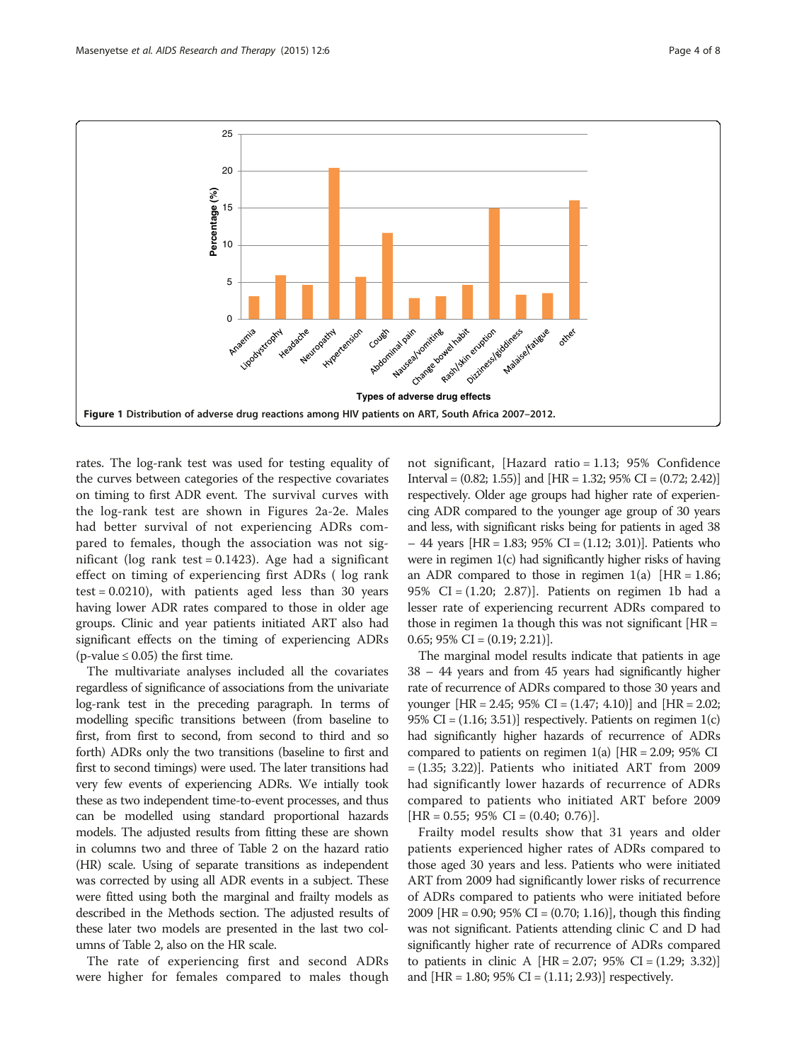Figure 1 Distribution of adverse drug reactions among HIV patients on ART, South Africa 2007–2012.

rates. The log-rank test was used for testing equality of the curves between categories of the respective covariates on timing to first ADR event. The survival curves with the log-rank test are shown in Figures 2a-2e. Males had better survival of not experiencing ADRs compared to females, though the association was not significant (log rank test = 0.1423). Age had a significant effect on timing of experiencing first ADRs ( log rank test = 0.0210), with patients aged less than 30 years having lower ADR rates compared to those in older age groups. Clinic and year patients initiated ART also had significant effects on the timing of experiencing ADRs (p-value ≤ 0.05) the first time.

The multivariate analyses included all the covariates regardless of significance of associations from the univariate log-rank test in the preceding paragraph. In terms of modelling specific transitions between (from baseline to first, from first to second, from second to third and so forth) ADRs only the two transitions (baseline to first and first to second timings) were used. The later transitions had very few events of experiencing ADRs. We intially took these as two independent time-to-event processes, and thus can be modelled using standard proportional hazards models. The adjusted results from fitting these are shown in columns two and three of Table 2 on the hazard ratio (HR) scale. Using of separate transitions as independent was corrected by using all ADR events in a subject. These were fitted using both the marginal and frailty models as described in the Methods section. The adjusted results of these later two models are presented in the last two columns of Table 2, also on the HR scale.

The rate of experiencing first and second ADRs were higher for females compared to males though not significant, [Hazard ratio = 1.13; 95% Confidence Interval = (0.82; 1.55)] and [HR = 1.32; 95% CI = (0.72; 2.42)] respectively. Older age groups had higher rate of experiencing ADR compared to the younger age group of 30 years and less, with significant risks being for patients in aged 38 – 44 years [HR = 1.83; 95% CI = (1.12; 3.01)]. Patients who were in regimen 1(c) had significantly higher risks of having an ADR compared to those in regimen 1(a) [HR = 1.86; 95% CI = (1.20; 2.87)]. Patients on regimen 1b had a lesser rate of experiencing recurrent ADRs compared to those in regimen 1a though this was not significant [HR = 0.65; 95% CI = (0.19; 2.21)].

The marginal model results indicate that patients in age 38 – 44 years and from 45 years had significantly higher rate of recurrence of ADRs compared to those 30 years and younger [HR = 2.45; 95% CI = (1.47; 4.10)] and [HR = 2.02; 95% CI = (1.16; 3.51)] respectively. Patients on regimen 1(c) had significantly higher hazards of recurrence of ADRs compared to patients on regimen 1(a) [HR = 2.09; 95% CI = (1.35; 3.22)]. Patients who initiated ART from 2009 had significantly lower hazards of recurrence of ADRs compared to patients who initiated ART before 2009 [HR = 0.55; 95% CI = (0.40; 0.76)].

Frailty model results show that 31 years and older patients experienced higher rates of ADRs compared to those aged 30 years and less. Patients who were initiated ART from 2009 had significantly lower risks of recurrence of ADRs compared to patients who were initiated before 2009 [HR = 0.90; 95% CI = (0.70; 1.16)], though this finding was not significant. Patients attending clinic C and D had significantly higher rate of recurrence of ADRs compared to patients in clinic A [HR = 2.07; 95% CI = (1.29; 3.32)] and [HR = 1.80; 95% CI = (1.11; 2.93)] respectively.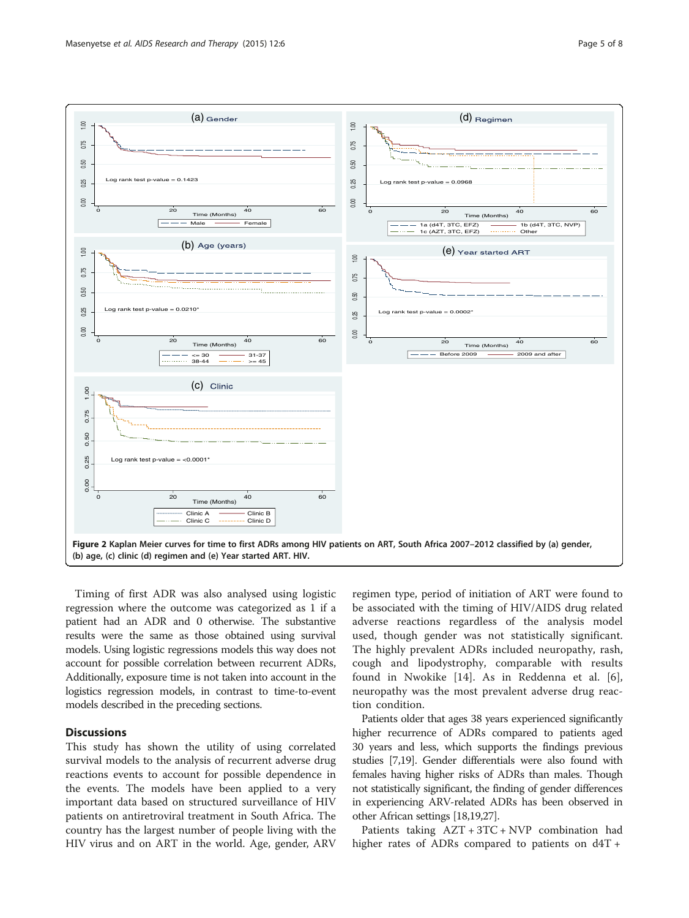Figure 2 Kaplan Meier curves for time to first ADRs among HIV patients on ART, South Africa 2007–2012 classified by (a) gender, (b) age, (c) clinic (d) regimen and (e) Year started ART. HIV.

Timing of first ADR was also analysed using logistic regression where the outcome was categorized as 1 if a patient had an ADR and 0 otherwise. The substantive results were the same as those obtained using survival models. Using logistic regressions models this way does not account for possible correlation between recurrent ADRs, Additionally, exposure time is not taken into account in the logistics regression models, in contrast to time-to-event models described in the preceding sections.

## Discussions

This study has shown the utility of using correlated survival models to the analysis of recurrent adverse drug reactions events to account for possible dependence in the events. The models have been applied to a very important data based on structured surveillance of HIV patients on antiretroviral treatment in South Africa. The country has the largest number of people living with the HIV virus and on ART in the world. Age, gender, ARV regimen type, period of initiation of ART were found to be associated with the timing of HIV/AIDS drug related adverse reactions regardless of the analysis model used, though gender was not statistically significant. The highly prevalent ADRs included neuropathy, rash, cough and lipodystrophy, comparable with results found in Nwokike [14]. As in Reddenna et al. [6], neuropathy was the most prevalent adverse drug reaction condition.

Patients older that ages 38 years experienced significantly higher recurrence of ADRs compared to patients aged 30 years and less, which supports the findings previous studies [7,19]. Gender differentials were also found with females having higher risks of ADRs than males. Though not statistically significant, the finding of gender differences in experiencing ARV-related ADRs has been observed in other African settings [18,19,27].

Patients taking AZT + 3TC + NVP combination had higher rates of ADRs compared to patients on d4T +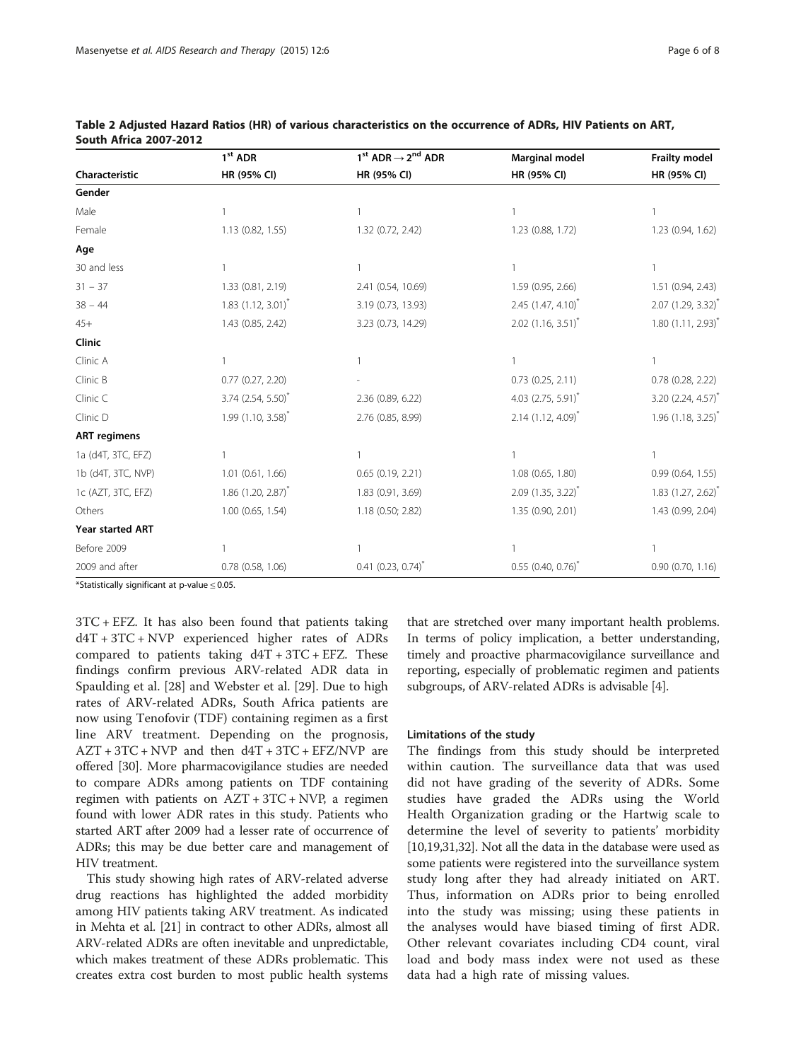**Table 2 Adjusted Hazard Ratios (HR) of various characteristics on the occurrence of ADRs, HIV Patients on ART, South Africa 2007-2012**

| Characteristic | 1st ADR HR (95% CI) | 1st ADR → 2nd ADR HR (95% CI) | Marginal model HR (95% CI) | Frailty model HR (95% CI) |
|---|---|---|---|---|
| **Gender** | | | | |
| Male | 1 | 1 | 1 | 1 |
| Female | 1.13 (0.82, 1.55) | 1.32 (0.72, 2.42) | 1.23 (0.88, 1.72) | 1.23 (0.94, 1.62) |
| **Age** | | | | |
| 30 and less | 1 | 1 | 1 | 1 |
| 31 – 37 | 1.33 (0.81, 2.19) | 2.41 (0.54, 10.69) | 1.59 (0.95, 2.66) | 1.51 (0.94, 2.43) |
| 38 – 44 | 1.83 (1.12, 3.01)* | 3.19 (0.73, 13.93) | 2.45 (1.47, 4.10)* | 2.07 (1.29, 3.32)* |
| 45+ | 1.43 (0.85, 2.42) | 3.23 (0.73, 14.29) | 2.02 (1.16, 3.51)* | 1.80 (1.11, 2.93)* |
| **Clinic** | | | | |
| Clinic A | 1 | 1 | 1 | 1 |
| Clinic B | 0.77 (0.27, 2.20) | - | 0.73 (0.25, 2.11) | 0.78 (0.28, 2.22) |
| Clinic C | 3.74 (2.54, 5.50)* | 2.36 (0.89, 6.22) | 4.03 (2.75, 5.91)* | 3.20 (2.24, 4.57)* |
| Clinic D | 1.99 (1.10, 3.58)* | 2.76 (0.85, 8.99) | 2.14 (1.12, 4.09)* | 1.96 (1.18, 3.25)* |
| **ART regimens** | | | | |
| 1a (d4T, 3TC, EFZ) | 1 | 1 | 1 | 1 |
| 1b (d4T, 3TC, NVP) | 1.01 (0.61, 1.66) | 0.65 (0.19, 2.21) | 1.08 (0.65, 1.80) | 0.99 (0.64, 1.55) |
| 1c (AZT, 3TC, EFZ) | 1.86 (1.20, 2.87)* | 1.83 (0.91, 3.69) | 2.09 (1.35, 3.22)* | 1.83 (1.27, 2.62)* |
| Others | 1.00 (0.65, 1.54) | 1.18 (0.50; 2.82) | 1.35 (0.90, 2.01) | 1.43 (0.99, 2.04) |
| **Year started ART** | | | | |
| Before 2009 | 1 | 1 | 1 | 1 |
| 2009 and after | 0.78 (0.58, 1.06) | 0.41 (0.23, 0.74)* | 0.55 (0.40, 0.76)* | 0.90 (0.70, 1.16) |

*Statistically significant at p-value ≤ 0.05.

3TC + EFZ. It has also been found that patients taking d4T + 3TC + NVP experienced higher rates of ADRs compared to patients taking d4T + 3TC + EFZ. These findings confirm previous ARV-related ADR data in Spaulding et al. [28] and Webster et al. [29]. Due to high rates of ARV-related ADRs, South Africa patients are now using Tenofovir (TDF) containing regimen as a first line ARV treatment. Depending on the prognosis, AZT + 3TC + NVP and then d4T + 3TC + EFZ/NVP are offered [30]. More pharmacovigilance studies are needed to compare ADRs among patients on TDF containing regimen with patients on AZT + 3TC + NVP, a regimen found with lower ADR rates in this study. Patients who started ART after 2009 had a lesser rate of occurrence of ADRs; this may be due better care and management of HIV treatment.

This study showing high rates of ARV-related adverse drug reactions has highlighted the added morbidity among HIV patients taking ARV treatment. As indicated in Mehta et al. [21] in contract to other ADRs, almost all ARV-related ADRs are often inevitable and unpredictable, which makes treatment of these ADRs problematic. This creates extra cost burden to most public health systems that are stretched over many important health problems. In terms of policy implication, a better understanding, timely and proactive pharmacovigilance surveillance and reporting, especially of problematic regimen and patients subgroups, of ARV-related ADRs is advisable [4].

### Limitations of the study

The findings from this study should be interpreted within caution. The surveillance data that was used did not have grading of the severity of ADRs. Some studies have graded the ADRs using the World Health Organization grading or the Hartwig scale to determine the level of severity to patients' morbidity [10,19,31,32]. Not all the data in the database were used as some patients were registered into the surveillance system study long after they had already initiated on ART. Thus, information on ADRs prior to being enrolled into the study was missing; using these patients in the analyses would have biased timing of first ADR. Other relevant covariates including CD4 count, viral load and body mass index were not used as these data had a high rate of missing values.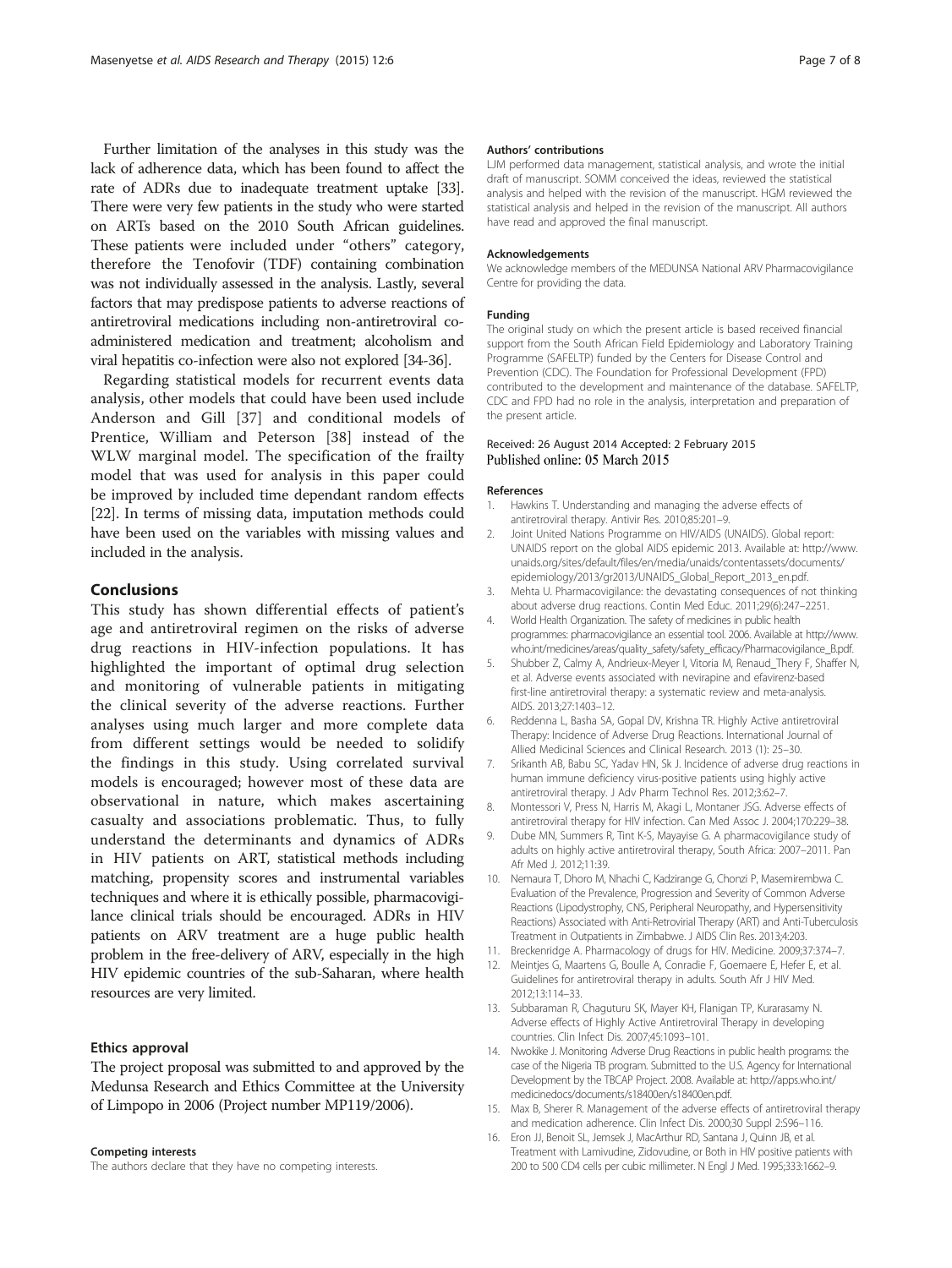Further limitation of the analyses in this study was the lack of adherence data, which has been found to affect the rate of ADRs due to inadequate treatment uptake [33]. There were very few patients in the study who were started on ARTs based on the 2010 South African guidelines. These patients were included under "others" category, therefore the Tenofovir (TDF) containing combination was not individually assessed in the analysis. Lastly, several factors that may predispose patients to adverse reactions of antiretroviral medications including non-antiretroviral co-administered medication and treatment; alcoholism and viral hepatitis co-infection were also not explored [34-36].

Regarding statistical models for recurrent events data analysis, other models that could have been used include Anderson and Gill [37] and conditional models of Prentice, William and Peterson [38] instead of the WLW marginal model. The specification of the frailty model that was used for analysis in this paper could be improved by included time dependant random effects [22]. In terms of missing data, imputation methods could have been used on the variables with missing values and included in the analysis.

## Conclusions

This study has shown differential effects of patient's age and antiretroviral regimen on the risks of adverse drug reactions in HIV-infection populations. It has highlighted the important of optimal drug selection and monitoring of vulnerable patients in mitigating the clinical severity of the adverse reactions. Further analyses using much larger and more complete data from different settings would be needed to solidify the findings in this study. Using correlated survival models is encouraged; however most of these data are observational in nature, which makes ascertaining casualty and associations problematic. Thus, to fully understand the determinants and dynamics of ADRs in HIV patients on ART, statistical methods including matching, propensity scores and instrumental variables techniques and where it is ethically possible, pharmacovigilance clinical trials should be encouraged. ADRs in HIV patients on ARV treatment are a huge public health problem in the free-delivery of ARV, especially in the high HIV epidemic countries of the sub-Saharan, where health resources are very limited.

### Ethics approval

The project proposal was submitted to and approved by the Medunsa Research and Ethics Committee at the University of Limpopo in 2006 (Project number MP119/2006).

#### Competing interests

The authors declare that they have no competing interests.

#### Authors' contributions

LJM performed data management, statistical analysis, and wrote the initial draft of manuscript. SOMM conceived the ideas, reviewed the statistical analysis and helped with the revision of the manuscript. HGM reviewed the statistical analysis and helped in the revision of the manuscript. All authors have read and approved the final manuscript.

#### Acknowledgements

We acknowledge members of the MEDUNSA National ARV Pharmacovigilance Centre for providing the data.

#### Funding

The original study on which the present article is based received financial support from the South African Field Epidemiology and Laboratory Training Programme (SAFELTP) funded by the Centers for Disease Control and Prevention (CDC). The Foundation for Professional Development (FPD) contributed to the development and maintenance of the database. SAFELTP, CDC and FPD had no role in the analysis, interpretation and preparation of the present article.

Received: 26 August 2014 Accepted: 2 February 2015
Published online: 05 March 2015

#### References

1. Hawkins T. Understanding and managing the adverse effects of antiretroviral therapy. Antivir Res. 2010;85:201–9.
2. Joint United Nations Programme on HIV/AIDS (UNAIDS). Global report: UNAIDS report on the global AIDS epidemic 2013. Available at: http://www.unaids.org/sites/default/files/en/media/unaids/contentassets/documents/epidemiology/2013/gr2013/UNAIDS_Global_Report_2013_en.pdf.
3. Mehta U. Pharmacovigilance: the devastating consequences of not thinking about adverse drug reactions. Contin Med Educ. 2011;29(6):247–2251.
4. World Health Organization. The safety of medicines in public health programmes: pharmacovigilance an essential tool. 2006. Available at http://www.who.int/medicines/areas/quality_safety/safety_efficacy/Pharmacovigilance_B.pdf.
5. Shubber Z, Calmy A, Andrieux-Meyer I, Vitoria M, Renaud_Thery F, Shaffer N, et al. Adverse events associated with nevirapine and efavirenz-based first-line antiretroviral therapy: a systematic review and meta-analysis. AIDS. 2013;27:1403–12.
6. Reddenna L, Basha SA, Gopal DV, Krishna TR. Highly Active antiretroviral Therapy: Incidence of Adverse Drug Reactions. International Journal of Allied Medicinal Sciences and Clinical Research. 2013 (1): 25–30.
7. Srikanth AB, Babu SC, Yadav HN, Sk J. Incidence of adverse drug reactions in human immune deficiency virus-positive patients using highly active antiretroviral therapy. J Adv Pharm Technol Res. 2012;3:62–7.
8. Montessori V, Press N, Harris M, Akagi L, Montaner JSG. Adverse effects of antiretroviral therapy for HIV infection. Can Med Assoc J. 2004;170:229–38.
9. Dube MN, Summers R, Tint K-S, Mayayise G. A pharmacovigilance study of adults on highly active antiretroviral therapy, South Africa: 2007–2011. Pan Afr Med J. 2012;11:39.
10. Nemaura T, Dhoro M, Nhachi C, Kadzirange G, Chonzi P, Masemirembwa C. Evaluation of the Prevalence, Progression and Severity of Common Adverse Reactions (Lipodystrophy, CNS, Peripheral Neuropathy, and Hypersensitivity Reactions) Associated with Anti-Retrovirial Therapy (ART) and Anti-Tuberculosis Treatment in Outpatients in Zimbabwe. J AIDS Clin Res. 2013;4:203.
11. Breckenridge A. Pharmacology of drugs for HIV. Medicine. 2009;37:374–7.
12. Meintjes G, Maartens G, Boulle A, Conradie F, Goemaere E, Hefer E, et al. Guidelines for antiretroviral therapy in adults. South Afr J HIV Med. 2012;13:114–33.
13. Subbaraman R, Chaguturu SK, Mayer KH, Flanigan TP, Kurarasamy N. Adverse effects of Highly Active Antiretroviral Therapy in developing countries. Clin Infect Dis. 2007;45:1093–101.
14. Nwokike J. Monitoring Adverse Drug Reactions in public health programs: the case of the Nigeria TB program. Submitted to the U.S. Agency for International Development by the TBCAP Project. 2008. Available at: http://apps.who.int/medicinedocs/documents/s18400en/s18400en.pdf.
15. Max B, Sherer R. Management of the adverse effects of antiretroviral therapy and medication adherence. Clin Infect Dis. 2000;30 Suppl 2:S96–116.
16. Eron JJ, Benoit SL, Jemsek J, MacArthur RD, Santana J, Quinn JB, et al. Treatment with Lamivudine, Zidovudine, or Both in HIV positive patients with 200 to 500 CD4 cells per cubic millimeter. N Engl J Med. 1995;333:1662–9.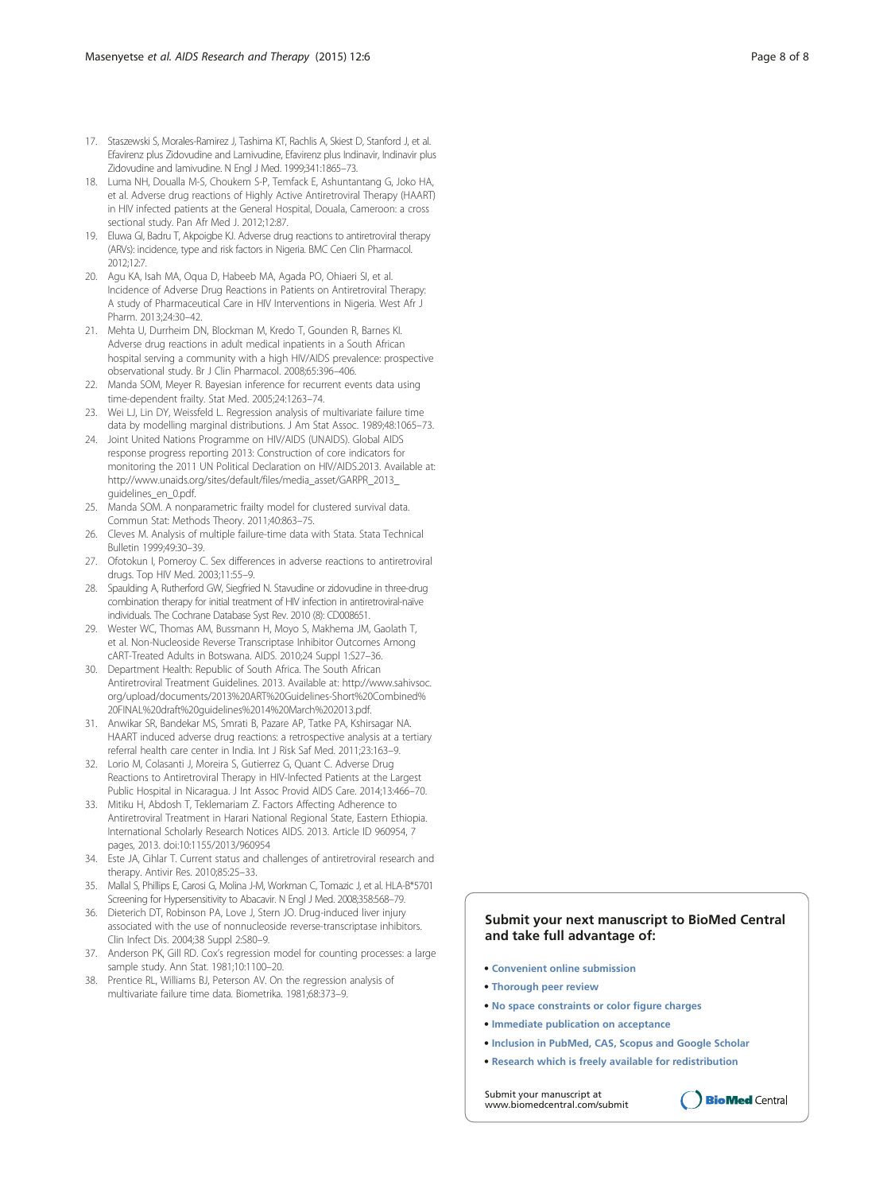17. Staszewski S, Morales-Ramirez J, Tashima KT, Rachlis A, Skiest D, Stanford J, et al. Efavirenz plus Zidovudine and Lamivudine, Efavirenz plus Indinavir, Indinavir plus Zidovudine and lamivudine. N Engl J Med. 1999;341:1865–73.
18. Luma NH, Doualla M-S, Choukem S-P, Temfack E, Ashuntantang G, Joko HA, et al. Adverse drug reactions of Highly Active Antiretroviral Therapy (HAART) in HIV infected patients at the General Hospital, Douala, Cameroon: a cross sectional study. Pan Afr Med J. 2012;12:87.
19. Eluwa GI, Badru T, Akpoigbe KJ. Adverse drug reactions to antiretroviral therapy (ARVs): incidence, type and risk factors in Nigeria. BMC Cen Clin Pharmacol. 2012;12:7.
20. Agu KA, Isah MA, Oqua D, Habeeb MA, Agada PO, Ohiaeri SI, et al. Incidence of Adverse Drug Reactions in Patients on Antiretroviral Therapy: A study of Pharmaceutical Care in HIV Interventions in Nigeria. West Afr J Pharm. 2013;24:30–42.
21. Mehta U, Durrheim DN, Blockman M, Kredo T, Gounden R, Barnes KI. Adverse drug reactions in adult medical inpatients in a South African hospital serving a community with a high HIV/AIDS prevalence: prospective observational study. Br J Clin Pharmacol. 2008;65:396–406.
22. Manda SOM, Meyer R. Bayesian inference for recurrent events data using time-dependent frailty. Stat Med. 2005;24:1263–74.
23. Wei LJ, Lin DY, Weissfeld L. Regression analysis of multivariate failure time data by modelling marginal distributions. J Am Stat Assoc. 1989;48:1065–73.
24. Joint United Nations Programme on HIV/AIDS (UNAIDS). Global AIDS response progress reporting 2013: Construction of core indicators for monitoring the 2011 UN Political Declaration on HIV/AIDS.2013. Available at: http://www.unaids.org/sites/default/files/media_asset/GARPR_2013_guidelines_en_0.pdf.
25. Manda SOM. A nonparametric frailty model for clustered survival data. Commun Stat: Methods Theory. 2011;40:863–75.
26. Cleves M. Analysis of multiple failure-time data with Stata. Stata Technical Bulletin 1999;49:30–39.
27. Ofotokun I, Pomeroy C. Sex differences in adverse reactions to antiretroviral drugs. Top HIV Med. 2003;11:55–9.
28. Spaulding A, Rutherford GW, Siegfried N. Stavudine or zidovudine in three-drug combination therapy for initial treatment of HIV infection in antiretroviral-naïve individuals. The Cochrane Database Syst Rev. 2010 (8): CD008651.
29. Wester WC, Thomas AM, Bussmann H, Moyo S, Makhema JM, Gaolath T, et al. Non-Nucleoside Reverse Transcriptase Inhibitor Outcomes Among cART-Treated Adults in Botswana. AIDS. 2010;24 Suppl 1:S27–36.
30. Department Health: Republic of South Africa. The South African Antiretroviral Treatment Guidelines. 2013. Available at: http://www.sahivsoc.org/upload/documents/2013%20ART%20Guidelines-Short%20Combined%20FINAL%20draft%20guidelines%2014%20March%202013.pdf.
31. Anwikar SR, Bandekar MS, Smrati B, Pazare AP, Tatke PA, Kshirsagar NA. HAART induced adverse drug reactions: a retrospective analysis at a tertiary referral health care center in India. Int J Risk Saf Med. 2011;23:163–9.
32. Lorio M, Colasanti J, Moreira S, Gutierrez G, Quant C. Adverse Drug Reactions to Antiretroviral Therapy in HIV-Infected Patients at the Largest Public Hospital in Nicaragua. J Int Assoc Provid AIDS Care. 2014;13:466–70.
33. Mitiku H, Abdosh T, Teklemariam Z. Factors Affecting Adherence to Antiretroviral Treatment in Harari National Regional State, Eastern Ethiopia. International Scholarly Research Notices AIDS. 2013. Article ID 960954, 7 pages, 2013. doi:10.1155/2013/960954
34. Este JA, Cihlar T. Current status and challenges of antiretroviral research and therapy. Antivir Res. 2010;85:25–33.
35. Mallal S, Phillips E, Carosi G, Molina J-M, Workman C, Tomazic J, et al. HLA-B*5701 Screening for Hypersensitivity to Abacavir. N Engl J Med. 2008;358:568–79.
36. Dieterich DT, Robinson PA, Love J, Stern JO. Drug-induced liver injury associated with the use of nonnucleoside reverse-transcriptase inhibitors. Clin Infect Dis. 2004;38 Suppl 2:S80–9.
37. Anderson PK, Gill RD. Cox's regression model for counting processes: a large sample study. Ann Stat. 1981;10:1100–20.
38. Prentice RL, Williams BJ, Peterson AV. On the regression analysis of multivariate failure time data. Biometrika. 1981;68:373–9.

**Submit your next manuscript to BioMed Central and take full advantage of:**

- Convenient online submission
- Thorough peer review
- No space constraints or color figure charges
- Immediate publication on acceptance
- Inclusion in PubMed, CAS, Scopus and Google Scholar
- Research which is freely available for redistribution

Submit your manuscript at www.biomedcentral.com/submit

BioMed Central